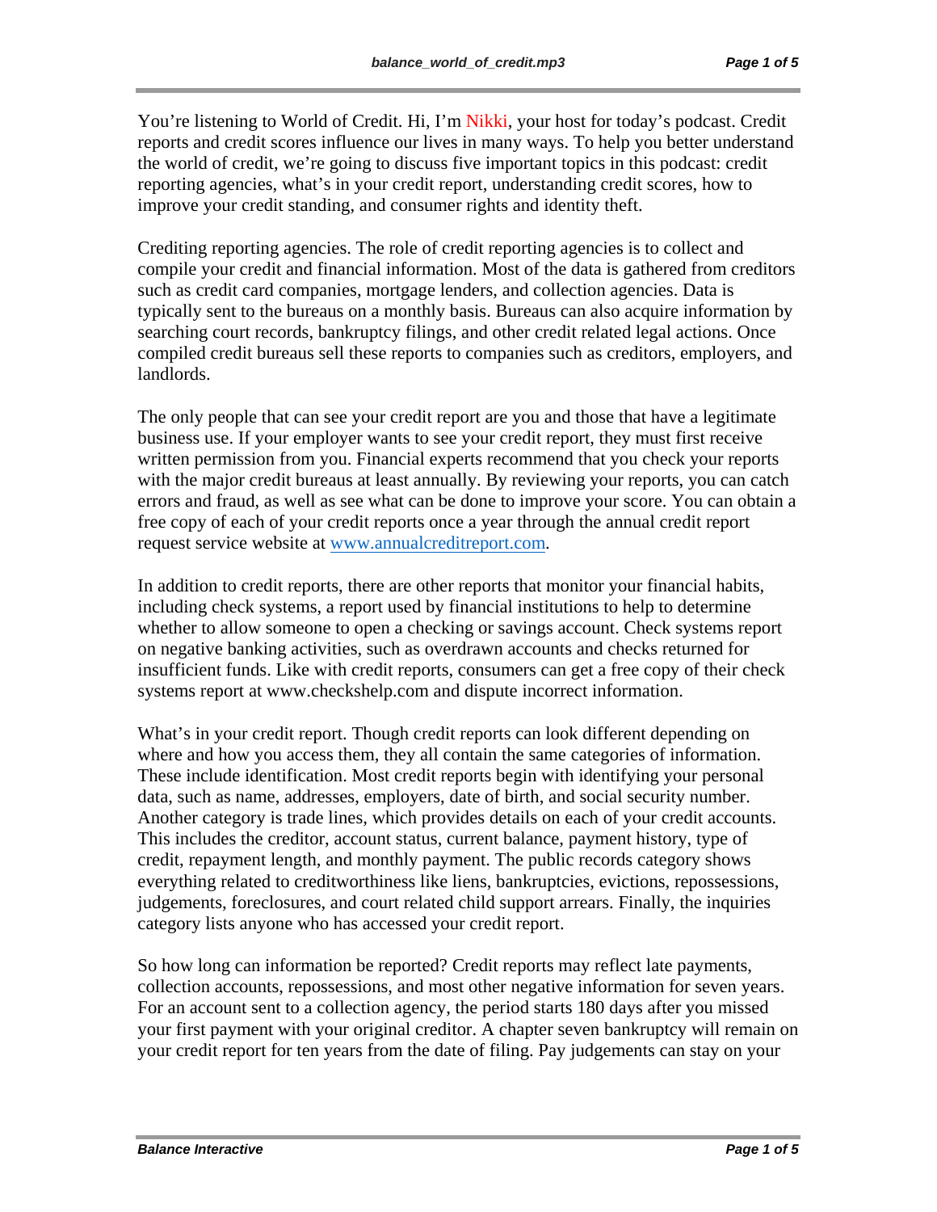You're listening to World of Credit. Hi, I'm Nikki, your host for today's podcast. Credit reports and credit scores influence our lives in many ways. To help you better understand the world of credit, we're going to discuss five important topics in this podcast: credit reporting agencies, what's in your credit report, understanding credit scores, how to improve your credit standing, and consumer rights and identity theft.

Crediting reporting agencies. The role of credit reporting agencies is to collect and compile your credit and financial information. Most of the data is gathered from creditors such as credit card companies, mortgage lenders, and collection agencies. Data is typically sent to the bureaus on a monthly basis. Bureaus can also acquire information by searching court records, bankruptcy filings, and other credit related legal actions. Once compiled credit bureaus sell these reports to companies such as creditors, employers, and landlords.

The only people that can see your credit report are you and those that have a legitimate business use. If your employer wants to see your credit report, they must first receive written permission from you. Financial experts recommend that you check your reports with the major credit bureaus at least annually. By reviewing your reports, you can catch errors and fraud, as well as see what can be done to improve your score. You can obtain a free copy of each of your credit reports once a year through the annual credit report request service website at [www.annualcreditreport.com](http://www.annualcreditreport.com).

In addition to credit reports, there are other reports that monitor your financial habits, including check systems, a report used by financial institutions to help to determine whether to allow someone to open a checking or savings account. Check systems report on negative banking activities, such as overdrawn accounts and checks returned for insufficient funds. Like with credit reports, consumers can get a free copy of their check systems report at www.checkshelp.com and dispute incorrect information.

What's in your credit report. Though credit reports can look different depending on where and how you access them, they all contain the same categories of information. These include identification. Most credit reports begin with identifying your personal data, such as name, addresses, employers, date of birth, and social security number. Another category is trade lines, which provides details on each of your credit accounts. This includes the creditor, account status, current balance, payment history, type of credit, repayment length, and monthly payment. The public records category shows everything related to creditworthiness like liens, bankruptcies, evictions, repossessions, judgements, foreclosures, and court related child support arrears. Finally, the inquiries category lists anyone who has accessed your credit report.

So how long can information be reported? Credit reports may reflect late payments, collection accounts, repossessions, and most other negative information for seven years. For an account sent to a collection agency, the period starts 180 days after you missed your first payment with your original creditor. A chapter seven bankruptcy will remain on your credit report for ten years from the date of filing. Pay judgements can stay on your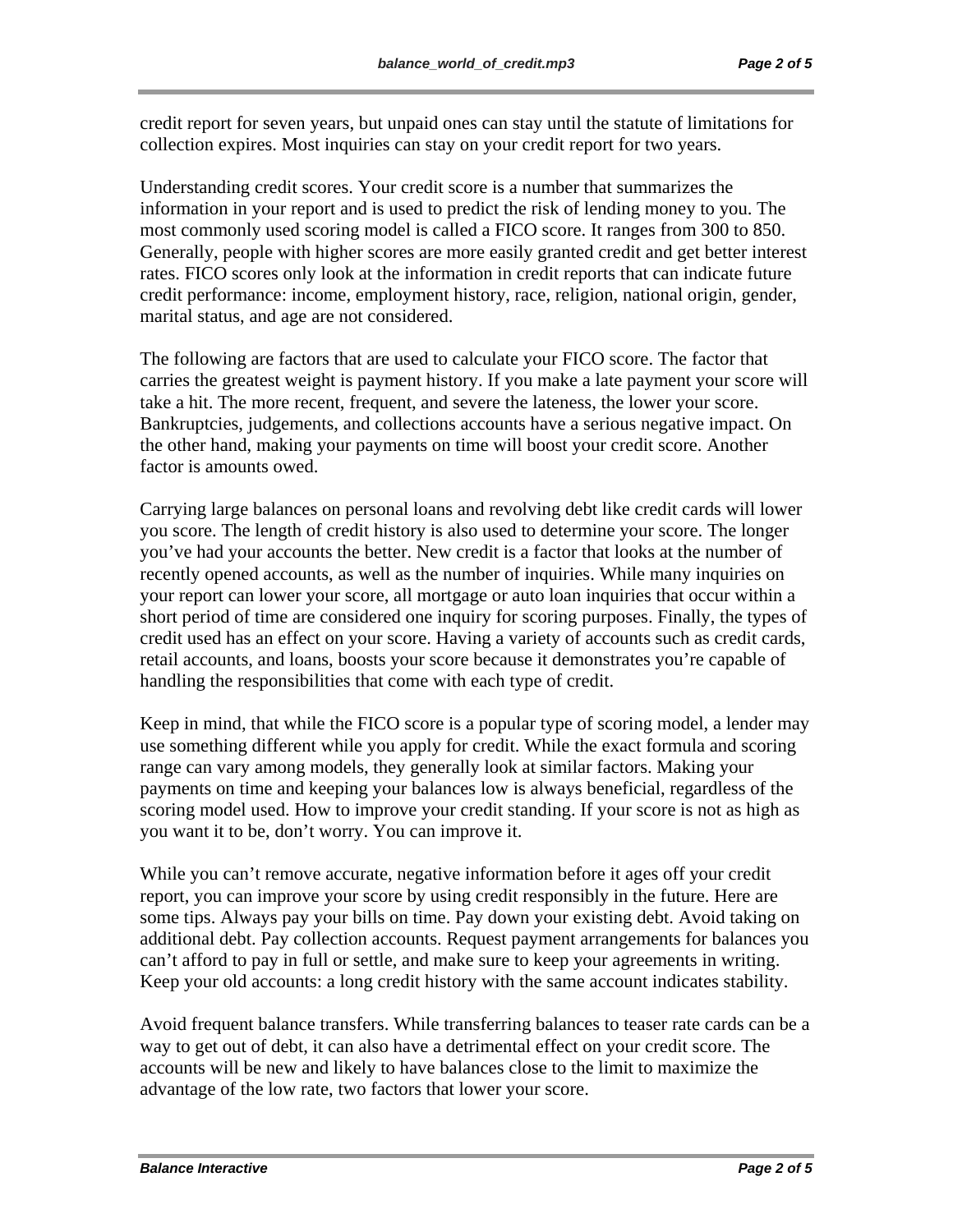credit report for seven years, but unpaid ones can stay until the statute of limitations for collection expires. Most inquiries can stay on your credit report for two years.

Understanding credit scores. Your credit score is a number that summarizes the information in your report and is used to predict the risk of lending money to you. The most commonly used scoring model is called a FICO score. It ranges from 300 to 850. Generally, people with higher scores are more easily granted credit and get better interest rates. FICO scores only look at the information in credit reports that can indicate future credit performance: income, employment history, race, religion, national origin, gender, marital status, and age are not considered.

The following are factors that are used to calculate your FICO score. The factor that carries the greatest weight is payment history. If you make a late payment your score will take a hit. The more recent, frequent, and severe the lateness, the lower your score. Bankruptcies, judgements, and collections accounts have a serious negative impact. On the other hand, making your payments on time will boost your credit score. Another factor is amounts owed.

Carrying large balances on personal loans and revolving debt like credit cards will lower you score. The length of credit history is also used to determine your score. The longer you've had your accounts the better. New credit is a factor that looks at the number of recently opened accounts, as well as the number of inquiries. While many inquiries on your report can lower your score, all mortgage or auto loan inquiries that occur within a short period of time are considered one inquiry for scoring purposes. Finally, the types of credit used has an effect on your score. Having a variety of accounts such as credit cards, retail accounts, and loans, boosts your score because it demonstrates you're capable of handling the responsibilities that come with each type of credit.

Keep in mind, that while the FICO score is a popular type of scoring model, a lender may use something different while you apply for credit. While the exact formula and scoring range can vary among models, they generally look at similar factors. Making your payments on time and keeping your balances low is always beneficial, regardless of the scoring model used. How to improve your credit standing. If your score is not as high as you want it to be, don't worry. You can improve it.

While you can't remove accurate, negative information before it ages off your credit report, you can improve your score by using credit responsibly in the future. Here are some tips. Always pay your bills on time. Pay down your existing debt. Avoid taking on additional debt. Pay collection accounts. Request payment arrangements for balances you can't afford to pay in full or settle, and make sure to keep your agreements in writing. Keep your old accounts: a long credit history with the same account indicates stability.

Avoid frequent balance transfers. While transferring balances to teaser rate cards can be a way to get out of debt, it can also have a detrimental effect on your credit score. The accounts will be new and likely to have balances close to the limit to maximize the advantage of the low rate, two factors that lower your score.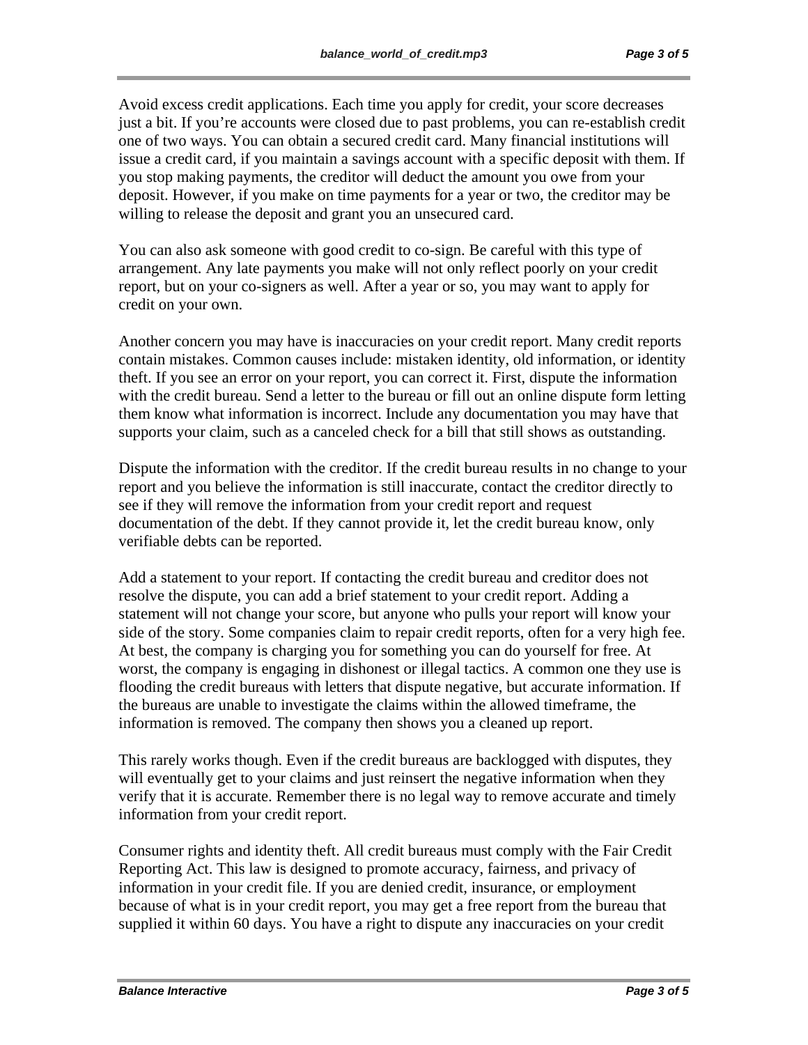Avoid excess credit applications. Each time you apply for credit, your score decreases just a bit. If you're accounts were closed due to past problems, you can re-establish credit one of two ways. You can obtain a secured credit card. Many financial institutions will issue a credit card, if you maintain a savings account with a specific deposit with them. If you stop making payments, the creditor will deduct the amount you owe from your deposit. However, if you make on time payments for a year or two, the creditor may be willing to release the deposit and grant you an unsecured card.

You can also ask someone with good credit to co-sign. Be careful with this type of arrangement. Any late payments you make will not only reflect poorly on your credit report, but on your co-signers as well. After a year or so, you may want to apply for credit on your own.

Another concern you may have is inaccuracies on your credit report. Many credit reports contain mistakes. Common causes include: mistaken identity, old information, or identity theft. If you see an error on your report, you can correct it. First, dispute the information with the credit bureau. Send a letter to the bureau or fill out an online dispute form letting them know what information is incorrect. Include any documentation you may have that supports your claim, such as a canceled check for a bill that still shows as outstanding.

Dispute the information with the creditor. If the credit bureau results in no change to your report and you believe the information is still inaccurate, contact the creditor directly to see if they will remove the information from your credit report and request documentation of the debt. If they cannot provide it, let the credit bureau know, only verifiable debts can be reported.

Add a statement to your report. If contacting the credit bureau and creditor does not resolve the dispute, you can add a brief statement to your credit report. Adding a statement will not change your score, but anyone who pulls your report will know your side of the story. Some companies claim to repair credit reports, often for a very high fee. At best, the company is charging you for something you can do yourself for free. At worst, the company is engaging in dishonest or illegal tactics. A common one they use is flooding the credit bureaus with letters that dispute negative, but accurate information. If the bureaus are unable to investigate the claims within the allowed timeframe, the information is removed. The company then shows you a cleaned up report.

This rarely works though. Even if the credit bureaus are backlogged with disputes, they will eventually get to your claims and just reinsert the negative information when they verify that it is accurate. Remember there is no legal way to remove accurate and timely information from your credit report.

Consumer rights and identity theft. All credit bureaus must comply with the Fair Credit Reporting Act. This law is designed to promote accuracy, fairness, and privacy of information in your credit file. If you are denied credit, insurance, or employment because of what is in your credit report, you may get a free report from the bureau that supplied it within 60 days. You have a right to dispute any inaccuracies on your credit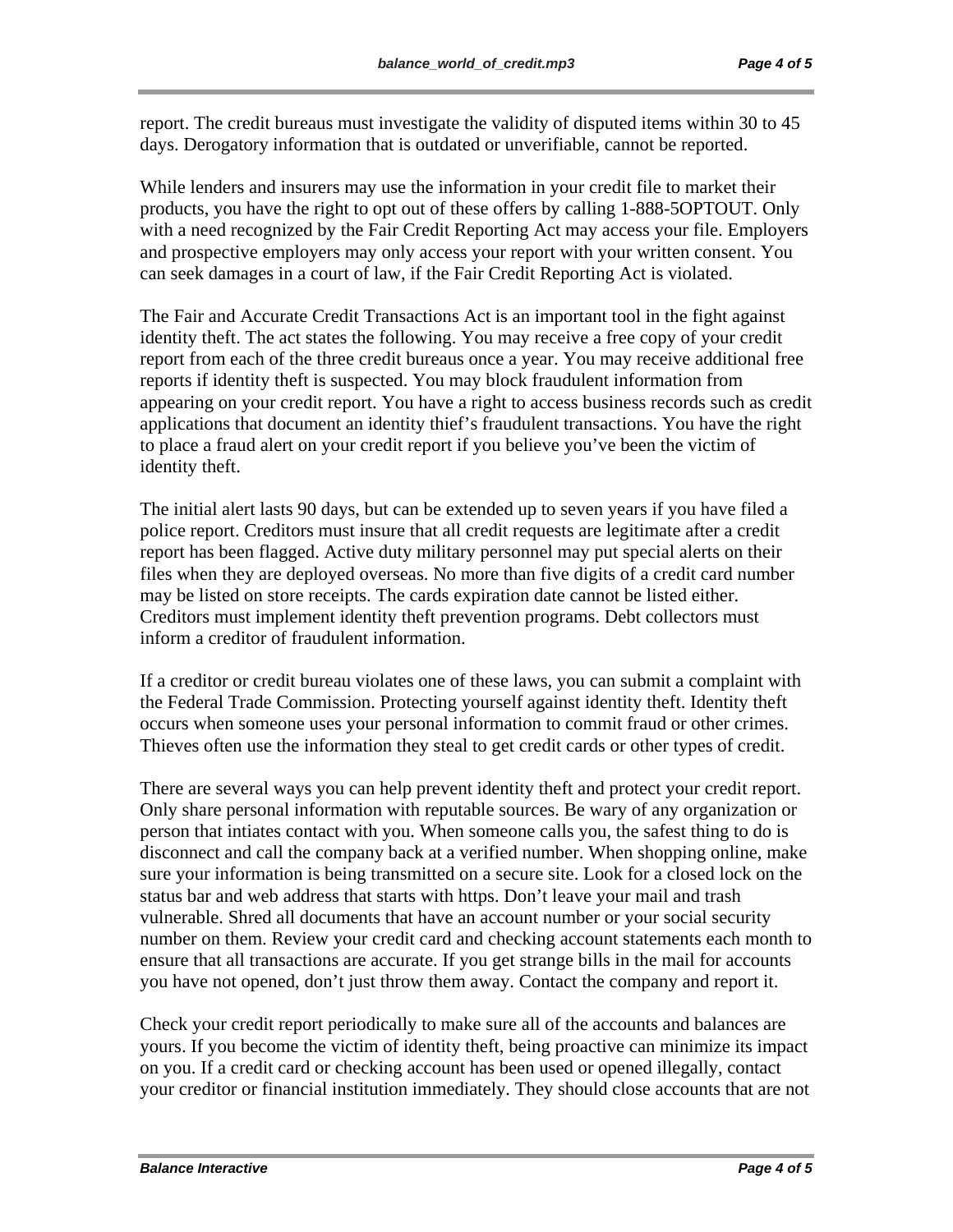report. The credit bureaus must investigate the validity of disputed items within 30 to 45 days. Derogatory information that is outdated or unverifiable, cannot be reported.

While lenders and insurers may use the information in your credit file to market their products, you have the right to opt out of these offers by calling 1-888-5OPTOUT. Only with a need recognized by the Fair Credit Reporting Act may access your file. Employers and prospective employers may only access your report with your written consent. You can seek damages in a court of law, if the Fair Credit Reporting Act is violated.

The Fair and Accurate Credit Transactions Act is an important tool in the fight against identity theft. The act states the following. You may receive a free copy of your credit report from each of the three credit bureaus once a year. You may receive additional free reports if identity theft is suspected. You may block fraudulent information from appearing on your credit report. You have a right to access business records such as credit applications that document an identity thief's fraudulent transactions. You have the right to place a fraud alert on your credit report if you believe you've been the victim of identity theft.

The initial alert lasts 90 days, but can be extended up to seven years if you have filed a police report. Creditors must insure that all credit requests are legitimate after a credit report has been flagged. Active duty military personnel may put special alerts on their files when they are deployed overseas. No more than five digits of a credit card number may be listed on store receipts. The cards expiration date cannot be listed either. Creditors must implement identity theft prevention programs. Debt collectors must inform a creditor of fraudulent information.

If a creditor or credit bureau violates one of these laws, you can submit a complaint with the Federal Trade Commission. Protecting yourself against identity theft. Identity theft occurs when someone uses your personal information to commit fraud or other crimes. Thieves often use the information they steal to get credit cards or other types of credit.

There are several ways you can help prevent identity theft and protect your credit report. Only share personal information with reputable sources. Be wary of any organization or person that intiates contact with you. When someone calls you, the safest thing to do is disconnect and call the company back at a verified number. When shopping online, make sure your information is being transmitted on a secure site. Look for a closed lock on the status bar and web address that starts with https. Don't leave your mail and trash vulnerable. Shred all documents that have an account number or your social security number on them. Review your credit card and checking account statements each month to ensure that all transactions are accurate. If you get strange bills in the mail for accounts you have not opened, don't just throw them away. Contact the company and report it.

Check your credit report periodically to make sure all of the accounts and balances are yours. If you become the victim of identity theft, being proactive can minimize its impact on you. If a credit card or checking account has been used or opened illegally, contact your creditor or financial institution immediately. They should close accounts that are not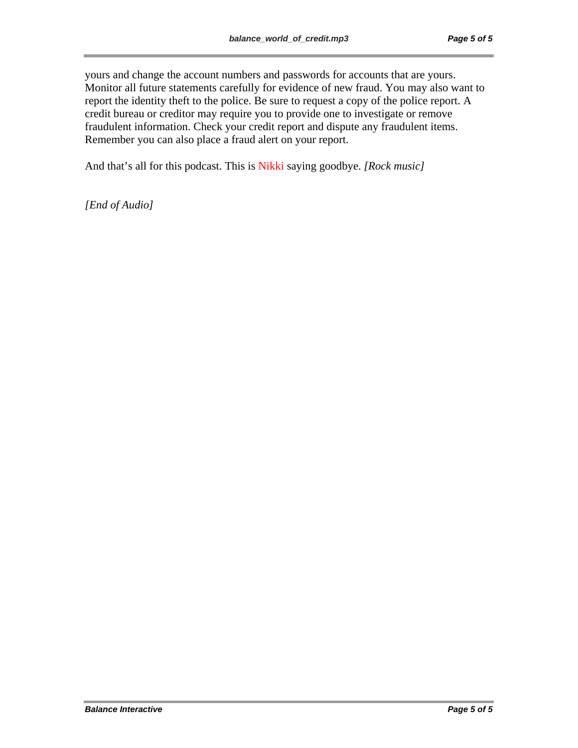yours and change the account numbers and passwords for accounts that are yours. Monitor all future statements carefully for evidence of new fraud. You may also want to report the identity theft to the police. Be sure to request a copy of the police report. A credit bureau or creditor may require you to provide one to investigate or remove fraudulent information. Check your credit report and dispute any fraudulent items. Remember you can also place a fraud alert on your report.

And that's all for this podcast. This is Nikki saying goodbye. *[Rock music]*

*[End of Audio]*